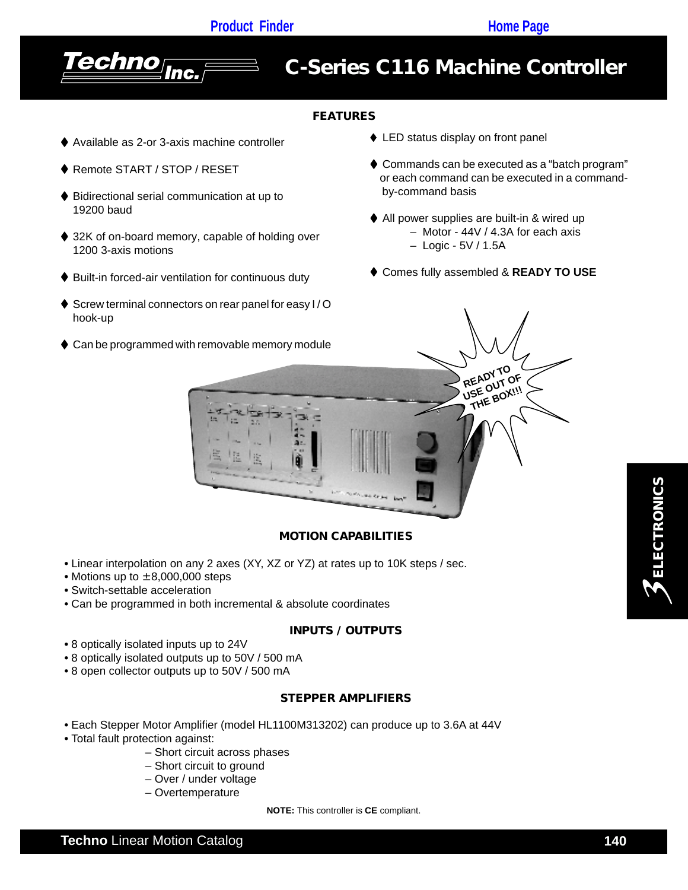Product Finder    Home Page

# C-Series C116 Machine Controller

## FEATURES

- Available as 2-or 3-axis machine controller
- Remote START / STOP / RESET
- Bidirectional serial communication at up to 19200 baud
- 32K of on-board memory, capable of holding over 1200 3-axis motions
- Built-in forced-air ventilation for continuous duty
- Screw terminal connectors on rear panel for easy I / O hook-up
- Can be programmed with removable memory module
- LED status display on front panel
- Commands can be executed as a "batch program" or each command can be executed in a command-by-command basis
- All power supplies are built-in & wired up
  - Motor - 44V / 4.3A for each axis
  - Logic - 5V / 1.5A
- Comes fully assembled & **READY TO USE**

READY TO USE OUT OF THE BOX!!!

## MOTION CAPABILITIES

- Linear interpolation on any 2 axes (XY, XZ or YZ) at rates up to 10K steps / sec.
- Motions up to ±8,000,000 steps
- Switch-settable acceleration
- Can be programmed in both incremental & absolute coordinates

## INPUTS / OUTPUTS

- 8 optically isolated inputs up to 24V
- 8 optically isolated outputs up to 50V / 500 mA
- 8 open collector outputs up to 50V / 500 mA

## STEPPER AMPLIFIERS

- Each Stepper Motor Amplifier (model HL1100M313202) can produce up to 3.6A at 44V
- Total fault protection against:
  - Short circuit across phases
  - Short circuit to ground
  - Over / under voltage
  - Overtemperature

**NOTE:** This controller is **CE** compliant.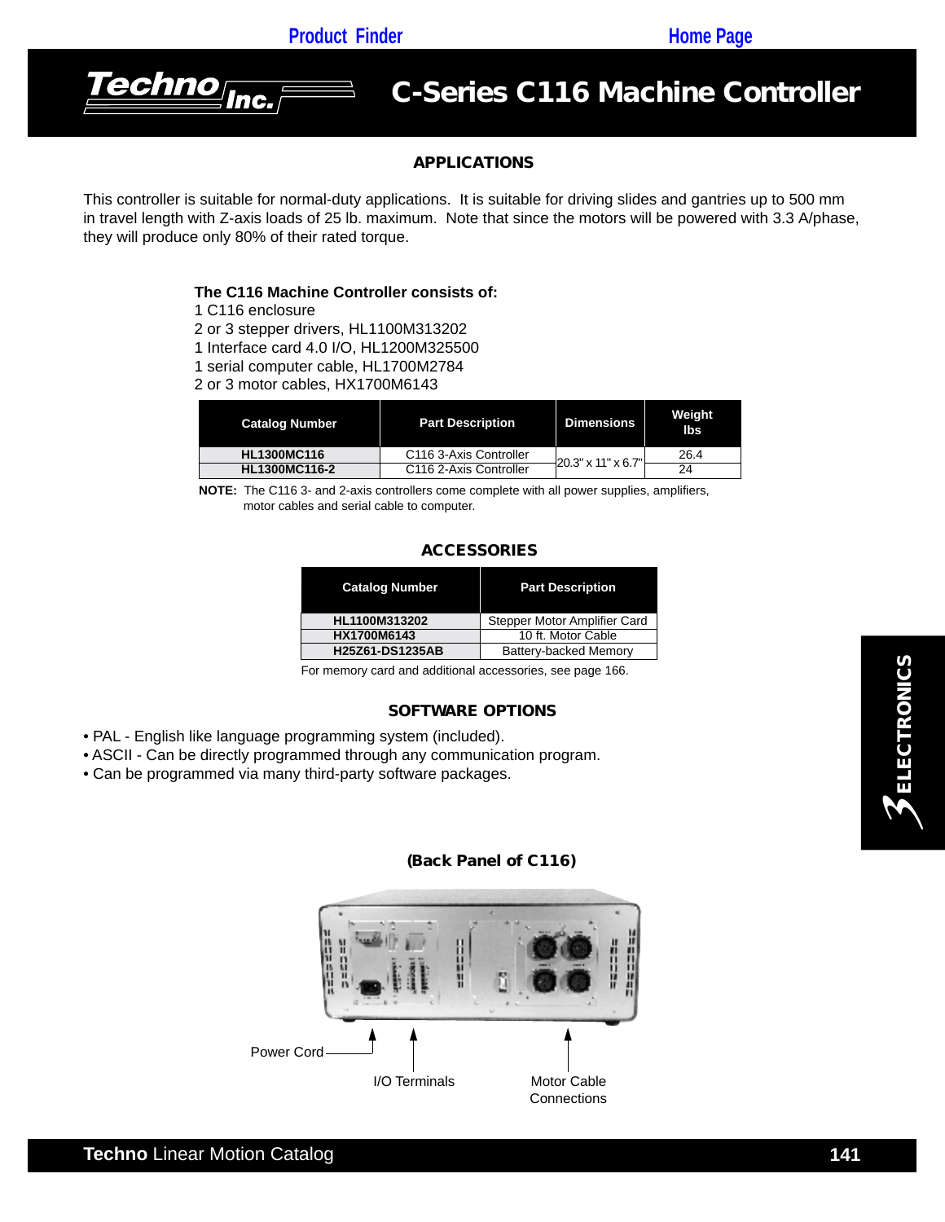Product Finder Home Page

# C-Series C116 Machine Controller

## APPLICATIONS

This controller is suitable for normal-duty applications. It is suitable for driving slides and gantries up to 500 mm in travel length with Z-axis loads of 25 lb. maximum. Note that since the motors will be powered with 3.3 A/phase, they will produce only 80% of their rated torque.

**The C116 Machine Controller consists of:**

1 C116 enclosure
2 or 3 stepper drivers, HL1100M313202
1 Interface card 4.0 I/O, HL1200M325500
1 serial computer cable, HL1700M2784
2 or 3 motor cables, HX1700M6143

| Catalog Number | Part Description | Dimensions | Weight lbs |
|---|---|---|---|
| **HL1300MC116** | C116 3-Axis Controller | 20.3" x 11" x 6.7" | 26.4 |
| **HL1300MC116-2** | C116 2-Axis Controller | | 24 |

**NOTE:** The C116 3- and 2-axis controllers come complete with all power supplies, amplifiers, motor cables and serial cable to computer.

## ACCESSORIES

| Catalog Number | Part Description |
|---|---|
| **HL1100M313202** | Stepper Motor Amplifier Card |
| **HX1700M6143** | 10 ft. Motor Cable |
| **H25Z61-DS1235AB** | Battery-backed Memory |

For memory card and additional accessories, see page 166.

## SOFTWARE OPTIONS

- PAL - English like language programming system (included).
- ASCII - Can be directly programmed through any communication program.
- Can be programmed via many third-party software packages.

**(Back Panel of C116)**

Power Cord

I/O Terminals

Motor Cable Connections